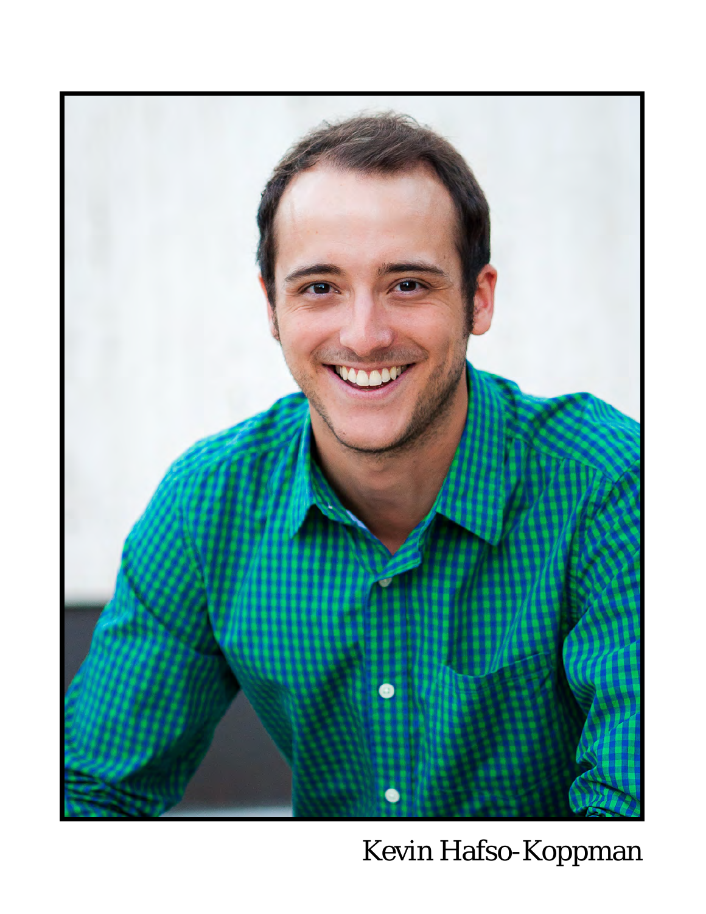Kevin Hafso-Koppman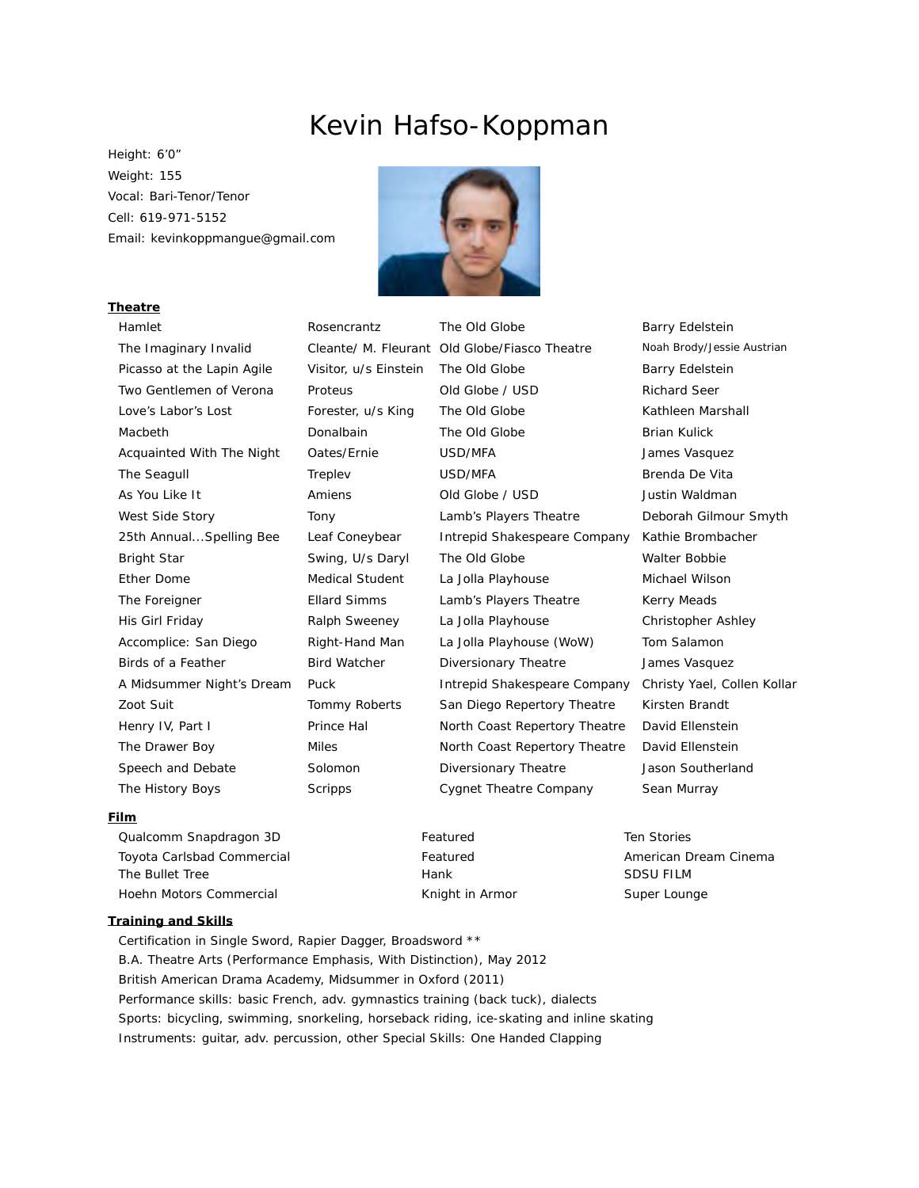# Kevin Hafso-Koppman

Height: 6’0”
Weight: 155
Vocal: Bari-Tenor/Tenor
Cell: 619-971-5152
Email: kevinkoppmangue@gmail.com

**Theatre**

| | | | |
|---|---|---|---|
| Hamlet | Rosencrantz | The Old Globe | Barry Edelstein |
| The Imaginary Invalid | Cleante/ M. Fleurant | Old Globe/Fiasco Theatre | Noah Brody/Jessie Austrian |
| Picasso at the Lapin Agile | Visitor, u/s Einstein | The Old Globe | Barry Edelstein |
| Two Gentlemen of Verona | Proteus | Old Globe / USD | Richard Seer |
| Love’s Labor’s Lost | Forester, u/s King | The Old Globe | Kathleen Marshall |
| Macbeth | Donalbain | The Old Globe | Brian Kulick |
| Acquainted With The Night | Oates/Ernie | USD/MFA | James Vasquez |
| The Seagull | Treplev | USD/MFA | Brenda De Vita |
| As You Like It | Amiens | Old Globe / USD | Justin Waldman |
| West Side Story | Tony | Lamb’s Players Theatre | Deborah Gilmour Smyth |
| 25th Annual...Spelling Bee | Leaf Coneybear | Intrepid Shakespeare Company | Kathie Brombacher |
| Bright Star | Swing, U/s Daryl | The Old Globe | Walter Bobbie |
| Ether Dome | Medical Student | La Jolla Playhouse | Michael Wilson |
| The Foreigner | Ellard Simms | Lamb’s Players Theatre | Kerry Meads |
| His Girl Friday | Ralph Sweeney | La Jolla Playhouse | Christopher Ashley |
| Accomplice: San Diego | Right-Hand Man | La Jolla Playhouse (WoW) | Tom Salamon |
| Birds of a Feather | Bird Watcher | Diversionary Theatre | James Vasquez |
| A Midsummer Night’s Dream | Puck | Intrepid Shakespeare Company | Christy Yael, Collen Kollar |
| Zoot Suit | Tommy Roberts | San Diego Repertory Theatre | Kirsten Brandt |
| Henry IV, Part I | Prince Hal | North Coast Repertory Theatre | David Ellenstein |
| The Drawer Boy | Miles | North Coast Repertory Theatre | David Ellenstein |
| Speech and Debate | Solomon | Diversionary Theatre | Jason Southerland |
| The History Boys | Scripps | Cygnet Theatre Company | Sean Murray |

**Film**

| | | |
|---|---|---|
| Qualcomm Snapdragon 3D | Featured | Ten Stories |
| Toyota Carlsbad Commercial | Featured | American Dream Cinema |
| The Bullet Tree | Hank | SDSU FILM |
| Hoehn Motors Commercial | Knight in Armor | Super Lounge |

**Training and Skills**

Certification in Single Sword, Rapier Dagger, Broadsword **
B.A. Theatre Arts (Performance Emphasis, With Distinction), May 2012
British American Drama Academy, Midsummer in Oxford (2011)
Performance skills: basic French, adv. gymnastics training (back tuck), dialects
Sports: bicycling, swimming, snorkeling, horseback riding, ice-skating and inline skating
Instruments: guitar, adv. percussion, other Special Skills: One Handed Clapping